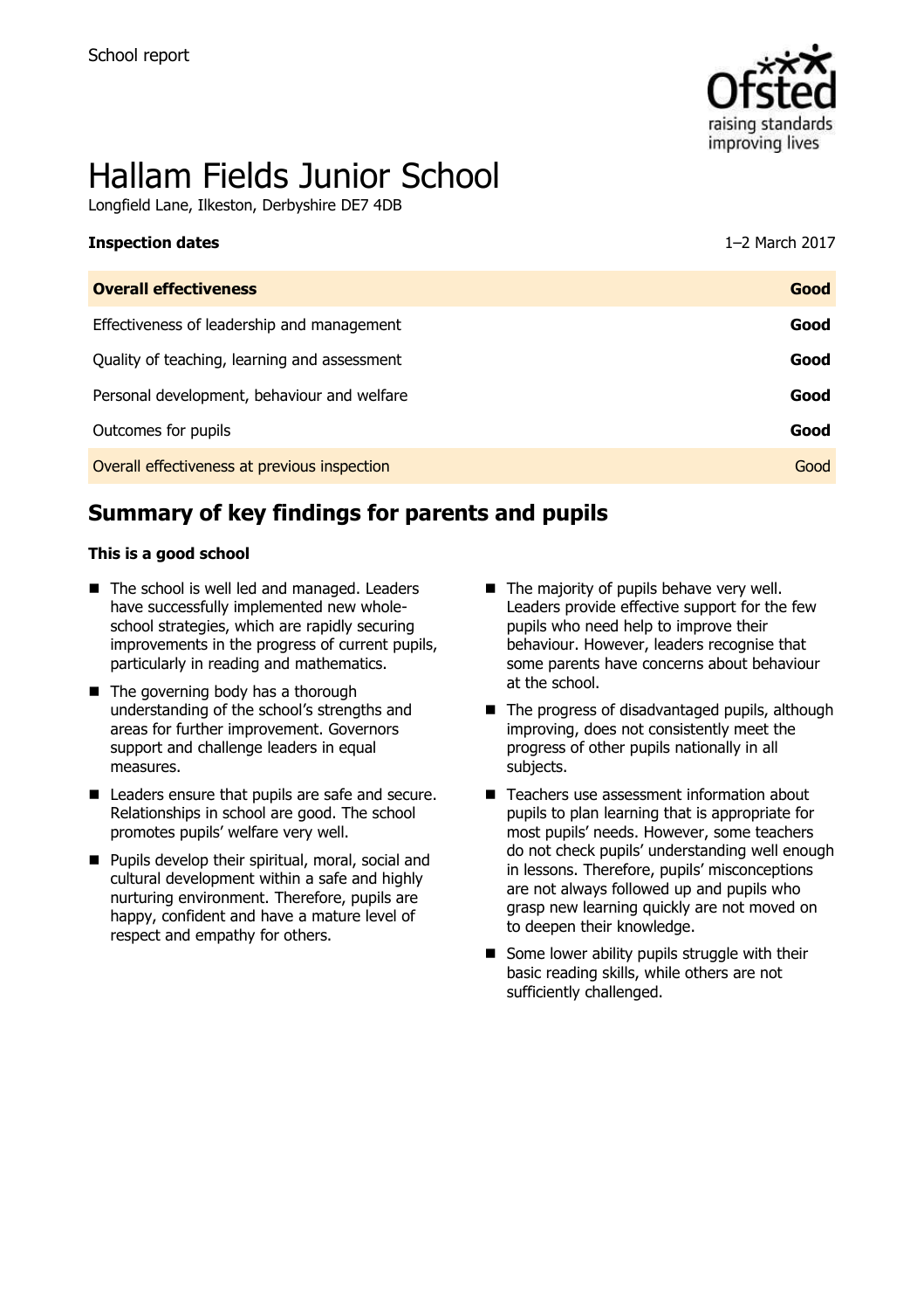School report

# Hallam Fields Junior School

Longfield Lane, Ilkeston, Derbyshire DE7 4DB

| **Inspection dates** | 1–2 March 2017 |
|---|---|
| **Overall effectiveness** | **Good** |
| Effectiveness of leadership and management | **Good** |
| Quality of teaching, learning and assessment | **Good** |
| Personal development, behaviour and welfare | **Good** |
| Outcomes for pupils | **Good** |
| Overall effectiveness at previous inspection | Good |

## Summary of key findings for parents and pupils

**This is a good school**

- The school is well led and managed. Leaders have successfully implemented new whole-school strategies, which are rapidly securing improvements in the progress of current pupils, particularly in reading and mathematics.
- The governing body has a thorough understanding of the school's strengths and areas for further improvement. Governors support and challenge leaders in equal measures.
- Leaders ensure that pupils are safe and secure. Relationships in school are good. The school promotes pupils' welfare very well.
- Pupils develop their spiritual, moral, social and cultural development within a safe and highly nurturing environment. Therefore, pupils are happy, confident and have a mature level of respect and empathy for others.
- The majority of pupils behave very well. Leaders provide effective support for the few pupils who need help to improve their behaviour. However, leaders recognise that some parents have concerns about behaviour at the school.
- The progress of disadvantaged pupils, although improving, does not consistently meet the progress of other pupils nationally in all subjects.
- Teachers use assessment information about pupils to plan learning that is appropriate for most pupils' needs. However, some teachers do not check pupils' understanding well enough in lessons. Therefore, pupils' misconceptions are not always followed up and pupils who grasp new learning quickly are not moved on to deepen their knowledge.
- Some lower ability pupils struggle with their basic reading skills, while others are not sufficiently challenged.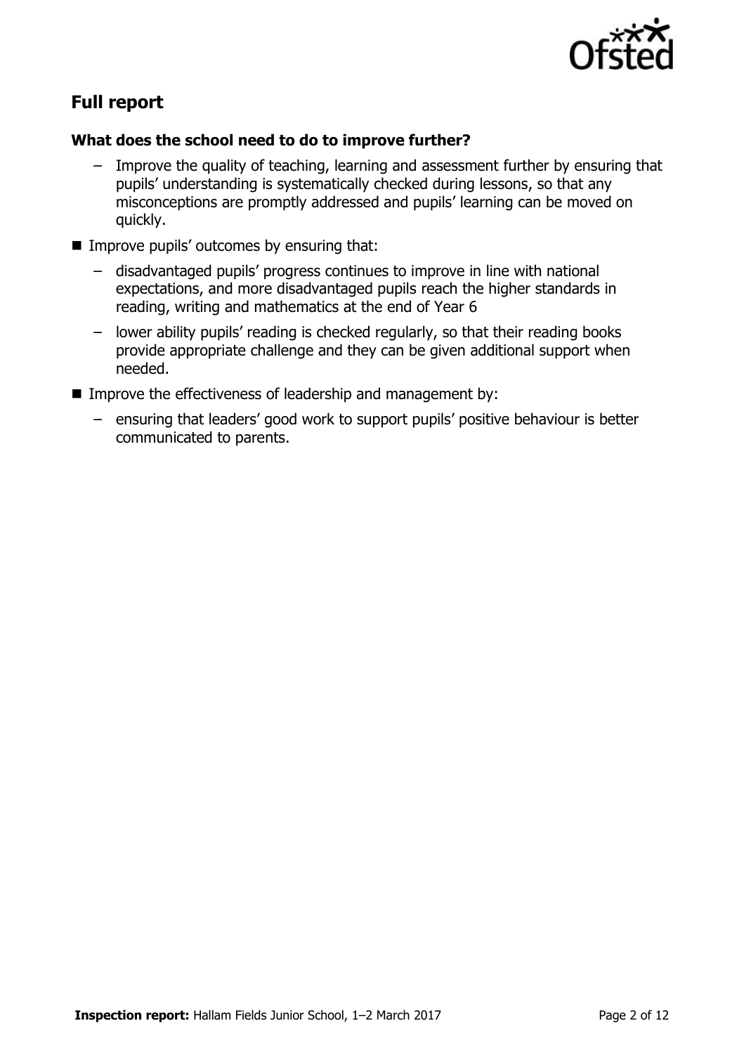## Full report

### What does the school need to do to improve further?

- Improve the quality of teaching, learning and assessment further by ensuring that pupils' understanding is systematically checked during lessons, so that any misconceptions are promptly addressed and pupils' learning can be moved on quickly.
- Improve pupils' outcomes by ensuring that:
  - disadvantaged pupils' progress continues to improve in line with national expectations, and more disadvantaged pupils reach the higher standards in reading, writing and mathematics at the end of Year 6
  - lower ability pupils' reading is checked regularly, so that their reading books provide appropriate challenge and they can be given additional support when needed.
- Improve the effectiveness of leadership and management by:
  - ensuring that leaders' good work to support pupils' positive behaviour is better communicated to parents.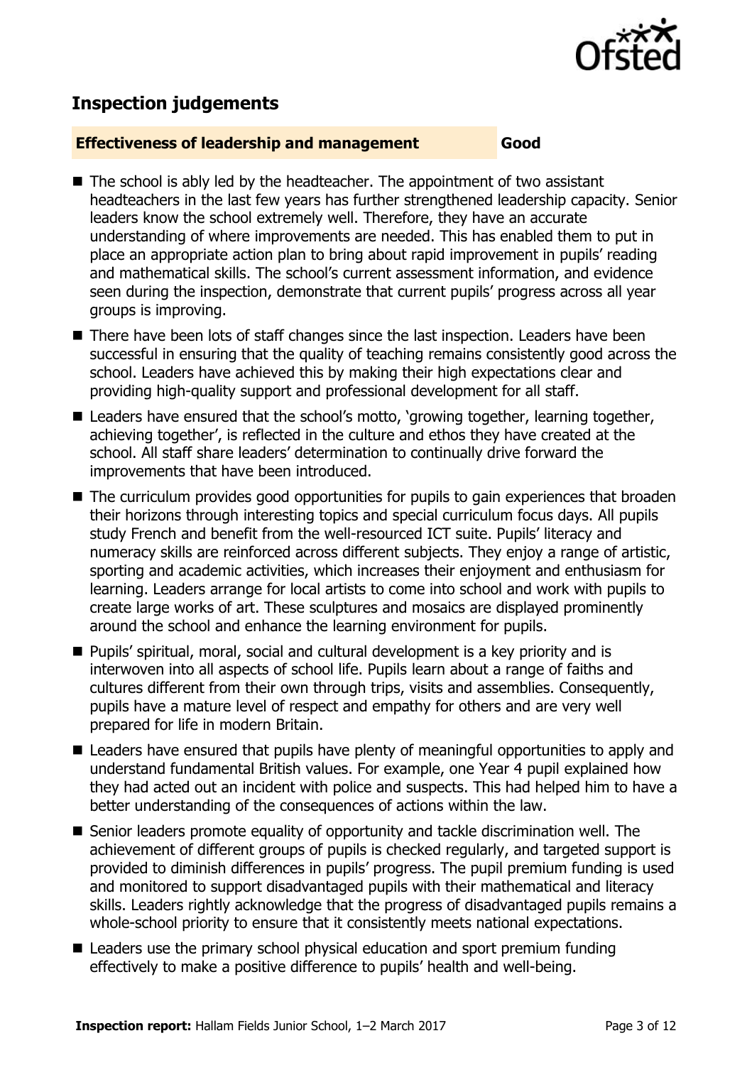## Inspection judgements

| **Effectiveness of leadership and management** | **Good** |
| --- | --- |

- The school is ably led by the headteacher. The appointment of two assistant headteachers in the last few years has further strengthened leadership capacity. Senior leaders know the school extremely well. Therefore, they have an accurate understanding of where improvements are needed. This has enabled them to put in place an appropriate action plan to bring about rapid improvement in pupils' reading and mathematical skills. The school's current assessment information, and evidence seen during the inspection, demonstrate that current pupils' progress across all year groups is improving.
- There have been lots of staff changes since the last inspection. Leaders have been successful in ensuring that the quality of teaching remains consistently good across the school. Leaders have achieved this by making their high expectations clear and providing high-quality support and professional development for all staff.
- Leaders have ensured that the school's motto, 'growing together, learning together, achieving together', is reflected in the culture and ethos they have created at the school. All staff share leaders' determination to continually drive forward the improvements that have been introduced.
- The curriculum provides good opportunities for pupils to gain experiences that broaden their horizons through interesting topics and special curriculum focus days. All pupils study French and benefit from the well-resourced ICT suite. Pupils' literacy and numeracy skills are reinforced across different subjects. They enjoy a range of artistic, sporting and academic activities, which increases their enjoyment and enthusiasm for learning. Leaders arrange for local artists to come into school and work with pupils to create large works of art. These sculptures and mosaics are displayed prominently around the school and enhance the learning environment for pupils.
- Pupils' spiritual, moral, social and cultural development is a key priority and is interwoven into all aspects of school life. Pupils learn about a range of faiths and cultures different from their own through trips, visits and assemblies. Consequently, pupils have a mature level of respect and empathy for others and are very well prepared for life in modern Britain.
- Leaders have ensured that pupils have plenty of meaningful opportunities to apply and understand fundamental British values. For example, one Year 4 pupil explained how they had acted out an incident with police and suspects. This had helped him to have a better understanding of the consequences of actions within the law.
- Senior leaders promote equality of opportunity and tackle discrimination well. The achievement of different groups of pupils is checked regularly, and targeted support is provided to diminish differences in pupils' progress. The pupil premium funding is used and monitored to support disadvantaged pupils with their mathematical and literacy skills. Leaders rightly acknowledge that the progress of disadvantaged pupils remains a whole-school priority to ensure that it consistently meets national expectations.
- Leaders use the primary school physical education and sport premium funding effectively to make a positive difference to pupils' health and well-being.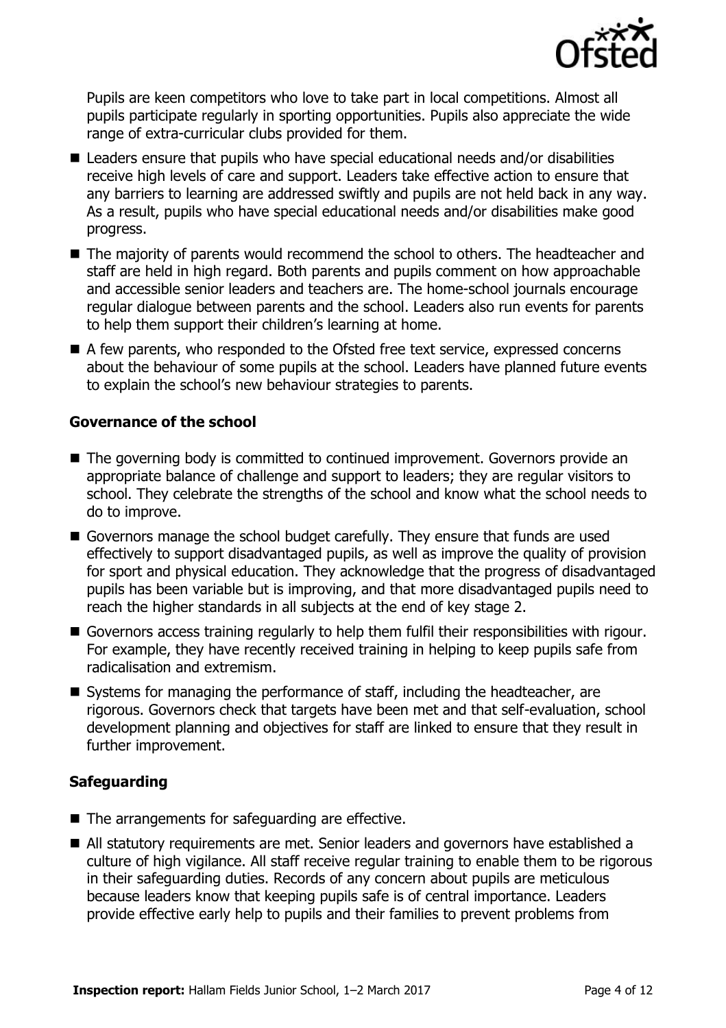Pupils are keen competitors who love to take part in local competitions. Almost all pupils participate regularly in sporting opportunities. Pupils also appreciate the wide range of extra-curricular clubs provided for them.

- Leaders ensure that pupils who have special educational needs and/or disabilities receive high levels of care and support. Leaders take effective action to ensure that any barriers to learning are addressed swiftly and pupils are not held back in any way. As a result, pupils who have special educational needs and/or disabilities make good progress.
- The majority of parents would recommend the school to others. The headteacher and staff are held in high regard. Both parents and pupils comment on how approachable and accessible senior leaders and teachers are. The home-school journals encourage regular dialogue between parents and the school. Leaders also run events for parents to help them support their children's learning at home.
- A few parents, who responded to the Ofsted free text service, expressed concerns about the behaviour of some pupils at the school. Leaders have planned future events to explain the school's new behaviour strategies to parents.

### Governance of the school

- The governing body is committed to continued improvement. Governors provide an appropriate balance of challenge and support to leaders; they are regular visitors to school. They celebrate the strengths of the school and know what the school needs to do to improve.
- Governors manage the school budget carefully. They ensure that funds are used effectively to support disadvantaged pupils, as well as improve the quality of provision for sport and physical education. They acknowledge that the progress of disadvantaged pupils has been variable but is improving, and that more disadvantaged pupils need to reach the higher standards in all subjects at the end of key stage 2.
- Governors access training regularly to help them fulfil their responsibilities with rigour. For example, they have recently received training in helping to keep pupils safe from radicalisation and extremism.
- Systems for managing the performance of staff, including the headteacher, are rigorous. Governors check that targets have been met and that self-evaluation, school development planning and objectives for staff are linked to ensure that they result in further improvement.

### Safeguarding

- The arrangements for safeguarding are effective.
- All statutory requirements are met. Senior leaders and governors have established a culture of high vigilance. All staff receive regular training to enable them to be rigorous in their safeguarding duties. Records of any concern about pupils are meticulous because leaders know that keeping pupils safe is of central importance. Leaders provide effective early help to pupils and their families to prevent problems from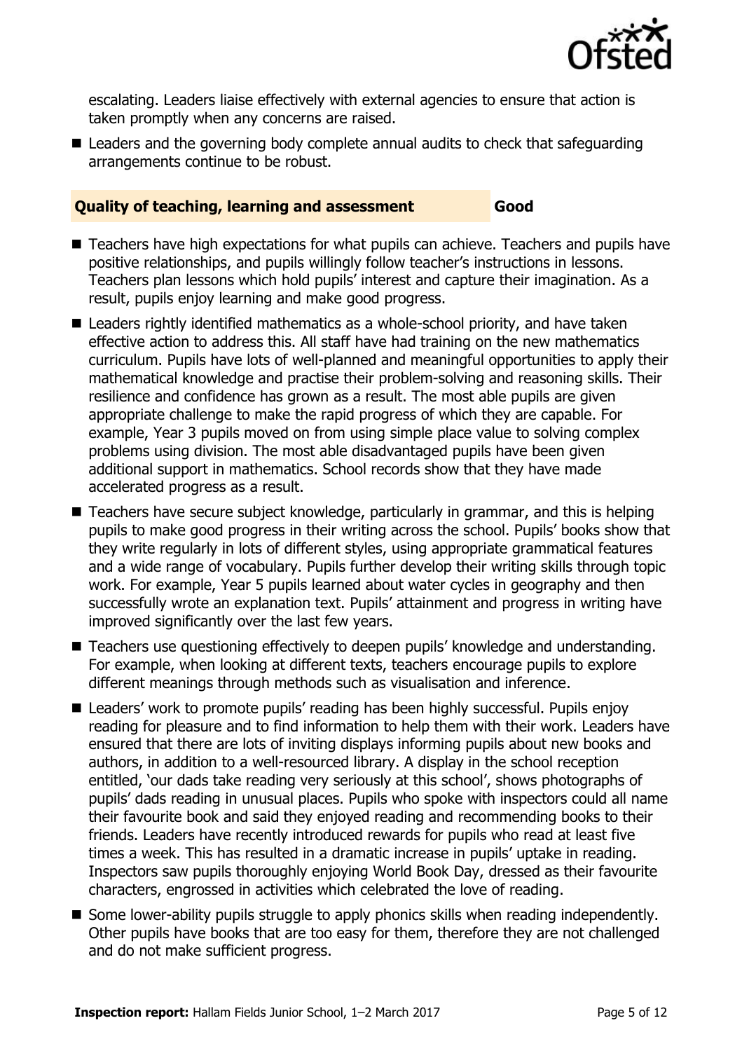escalating. Leaders liaise effectively with external agencies to ensure that action is taken promptly when any concerns are raised.

- Leaders and the governing body complete annual audits to check that safeguarding arrangements continue to be robust.

### Quality of teaching, learning and assessment — Good

- Teachers have high expectations for what pupils can achieve. Teachers and pupils have positive relationships, and pupils willingly follow teacher's instructions in lessons. Teachers plan lessons which hold pupils' interest and capture their imagination. As a result, pupils enjoy learning and make good progress.
- Leaders rightly identified mathematics as a whole-school priority, and have taken effective action to address this. All staff have had training on the new mathematics curriculum. Pupils have lots of well-planned and meaningful opportunities to apply their mathematical knowledge and practise their problem-solving and reasoning skills. Their resilience and confidence has grown as a result. The most able pupils are given appropriate challenge to make the rapid progress of which they are capable. For example, Year 3 pupils moved on from using simple place value to solving complex problems using division. The most able disadvantaged pupils have been given additional support in mathematics. School records show that they have made accelerated progress as a result.
- Teachers have secure subject knowledge, particularly in grammar, and this is helping pupils to make good progress in their writing across the school. Pupils' books show that they write regularly in lots of different styles, using appropriate grammatical features and a wide range of vocabulary. Pupils further develop their writing skills through topic work. For example, Year 5 pupils learned about water cycles in geography and then successfully wrote an explanation text. Pupils' attainment and progress in writing have improved significantly over the last few years.
- Teachers use questioning effectively to deepen pupils' knowledge and understanding. For example, when looking at different texts, teachers encourage pupils to explore different meanings through methods such as visualisation and inference.
- Leaders' work to promote pupils' reading has been highly successful. Pupils enjoy reading for pleasure and to find information to help them with their work. Leaders have ensured that there are lots of inviting displays informing pupils about new books and authors, in addition to a well-resourced library. A display in the school reception entitled, 'our dads take reading very seriously at this school', shows photographs of pupils' dads reading in unusual places. Pupils who spoke with inspectors could all name their favourite book and said they enjoyed reading and recommending books to their friends. Leaders have recently introduced rewards for pupils who read at least five times a week. This has resulted in a dramatic increase in pupils' uptake in reading. Inspectors saw pupils thoroughly enjoying World Book Day, dressed as their favourite characters, engrossed in activities which celebrated the love of reading.
- Some lower-ability pupils struggle to apply phonics skills when reading independently. Other pupils have books that are too easy for them, therefore they are not challenged and do not make sufficient progress.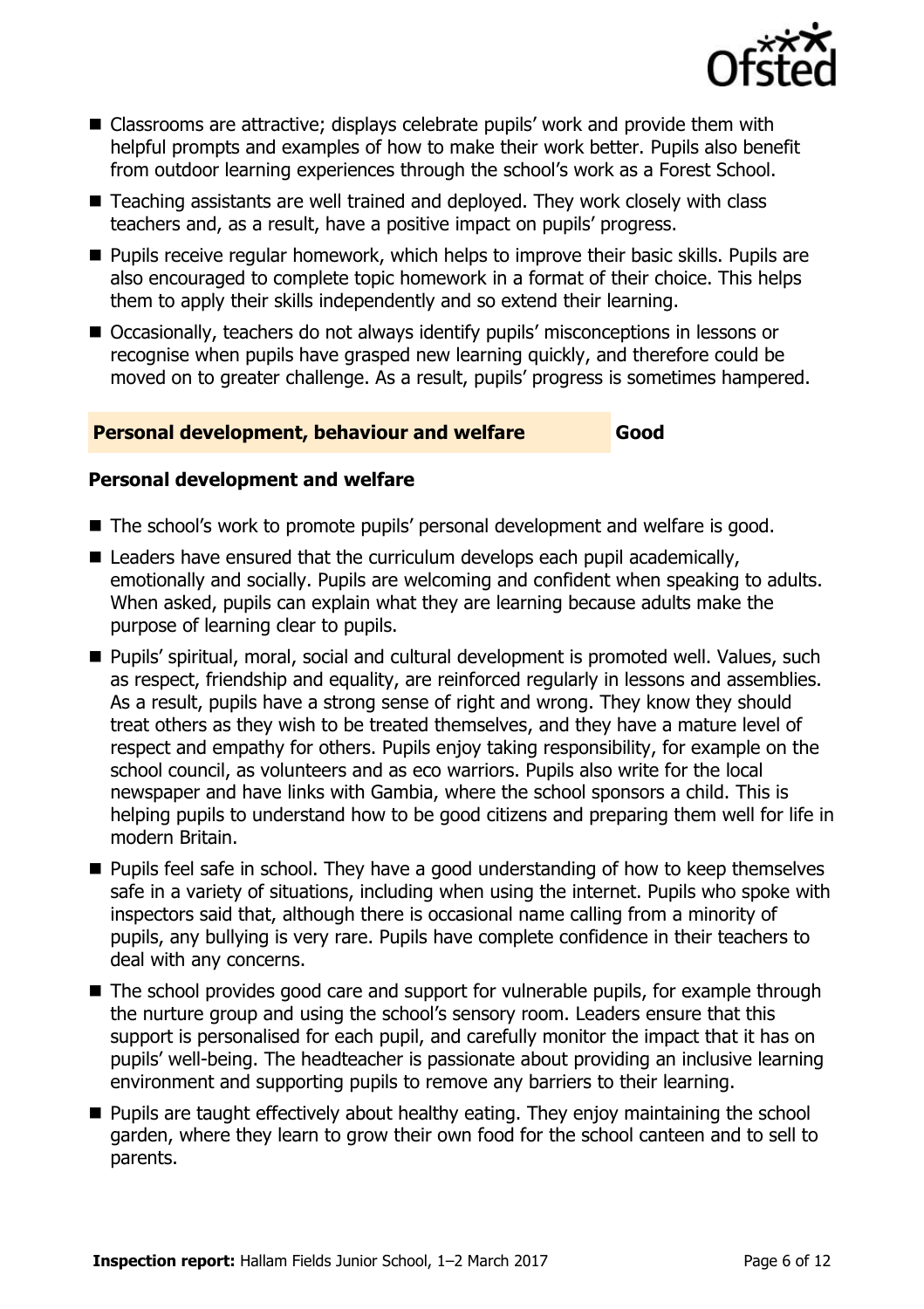- Classrooms are attractive; displays celebrate pupils' work and provide them with helpful prompts and examples of how to make their work better. Pupils also benefit from outdoor learning experiences through the school's work as a Forest School.
- Teaching assistants are well trained and deployed. They work closely with class teachers and, as a result, have a positive impact on pupils' progress.
- Pupils receive regular homework, which helps to improve their basic skills. Pupils are also encouraged to complete topic homework in a format of their choice. This helps them to apply their skills independently and so extend their learning.
- Occasionally, teachers do not always identify pupils' misconceptions in lessons or recognise when pupils have grasped new learning quickly, and therefore could be moved on to greater challenge. As a result, pupils' progress is sometimes hampered.

## Personal development, behaviour and welfare — Good

### Personal development and welfare

- The school's work to promote pupils' personal development and welfare is good.
- Leaders have ensured that the curriculum develops each pupil academically, emotionally and socially. Pupils are welcoming and confident when speaking to adults. When asked, pupils can explain what they are learning because adults make the purpose of learning clear to pupils.
- Pupils' spiritual, moral, social and cultural development is promoted well. Values, such as respect, friendship and equality, are reinforced regularly in lessons and assemblies. As a result, pupils have a strong sense of right and wrong. They know they should treat others as they wish to be treated themselves, and they have a mature level of respect and empathy for others. Pupils enjoy taking responsibility, for example on the school council, as volunteers and as eco warriors. Pupils also write for the local newspaper and have links with Gambia, where the school sponsors a child. This is helping pupils to understand how to be good citizens and preparing them well for life in modern Britain.
- Pupils feel safe in school. They have a good understanding of how to keep themselves safe in a variety of situations, including when using the internet. Pupils who spoke with inspectors said that, although there is occasional name calling from a minority of pupils, any bullying is very rare. Pupils have complete confidence in their teachers to deal with any concerns.
- The school provides good care and support for vulnerable pupils, for example through the nurture group and using the school's sensory room. Leaders ensure that this support is personalised for each pupil, and carefully monitor the impact that it has on pupils' well-being. The headteacher is passionate about providing an inclusive learning environment and supporting pupils to remove any barriers to their learning.
- Pupils are taught effectively about healthy eating. They enjoy maintaining the school garden, where they learn to grow their own food for the school canteen and to sell to parents.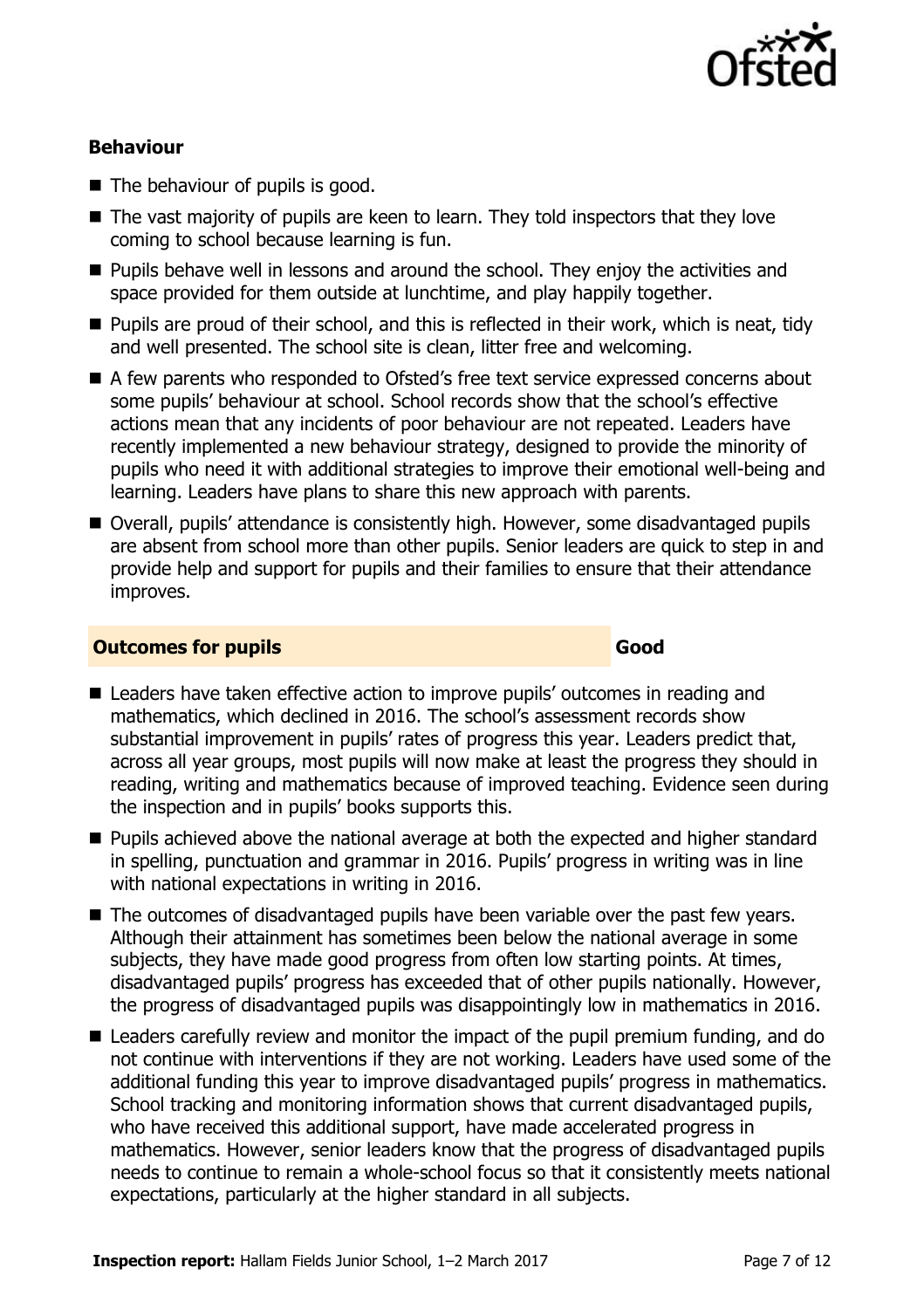### Behaviour

- The behaviour of pupils is good.
- The vast majority of pupils are keen to learn. They told inspectors that they love coming to school because learning is fun.
- Pupils behave well in lessons and around the school. They enjoy the activities and space provided for them outside at lunchtime, and play happily together.
- Pupils are proud of their school, and this is reflected in their work, which is neat, tidy and well presented. The school site is clean, litter free and welcoming.
- A few parents who responded to Ofsted's free text service expressed concerns about some pupils' behaviour at school. School records show that the school's effective actions mean that any incidents of poor behaviour are not repeated. Leaders have recently implemented a new behaviour strategy, designed to provide the minority of pupils who need it with additional strategies to improve their emotional well-being and learning. Leaders have plans to share this new approach with parents.
- Overall, pupils' attendance is consistently high. However, some disadvantaged pupils are absent from school more than other pupils. Senior leaders are quick to step in and provide help and support for pupils and their families to ensure that their attendance improves.

### Outcomes for pupils — Good

- Leaders have taken effective action to improve pupils' outcomes in reading and mathematics, which declined in 2016. The school's assessment records show substantial improvement in pupils' rates of progress this year. Leaders predict that, across all year groups, most pupils will now make at least the progress they should in reading, writing and mathematics because of improved teaching. Evidence seen during the inspection and in pupils' books supports this.
- Pupils achieved above the national average at both the expected and higher standard in spelling, punctuation and grammar in 2016. Pupils' progress in writing was in line with national expectations in writing in 2016.
- The outcomes of disadvantaged pupils have been variable over the past few years. Although their attainment has sometimes been below the national average in some subjects, they have made good progress from often low starting points. At times, disadvantaged pupils' progress has exceeded that of other pupils nationally. However, the progress of disadvantaged pupils was disappointingly low in mathematics in 2016.
- Leaders carefully review and monitor the impact of the pupil premium funding, and do not continue with interventions if they are not working. Leaders have used some of the additional funding this year to improve disadvantaged pupils' progress in mathematics. School tracking and monitoring information shows that current disadvantaged pupils, who have received this additional support, have made accelerated progress in mathematics. However, senior leaders know that the progress of disadvantaged pupils needs to continue to remain a whole-school focus so that it consistently meets national expectations, particularly at the higher standard in all subjects.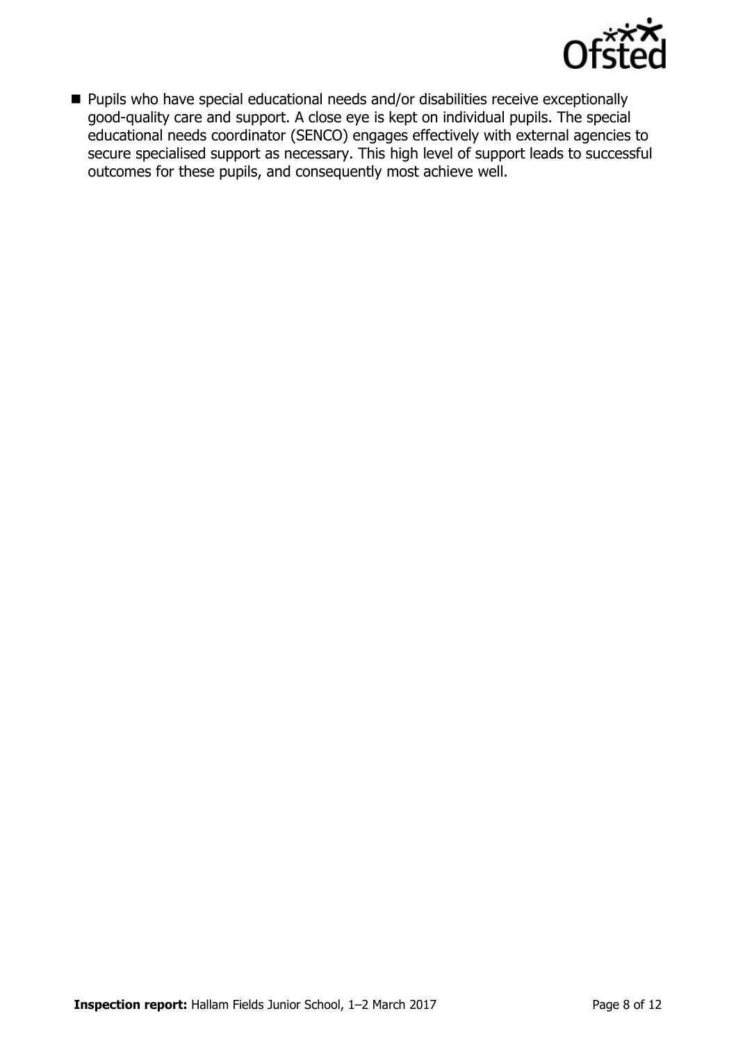- Pupils who have special educational needs and/or disabilities receive exceptionally good-quality care and support. A close eye is kept on individual pupils. The special educational needs coordinator (SENCO) engages effectively with external agencies to secure specialised support as necessary. This high level of support leads to successful outcomes for these pupils, and consequently most achieve well.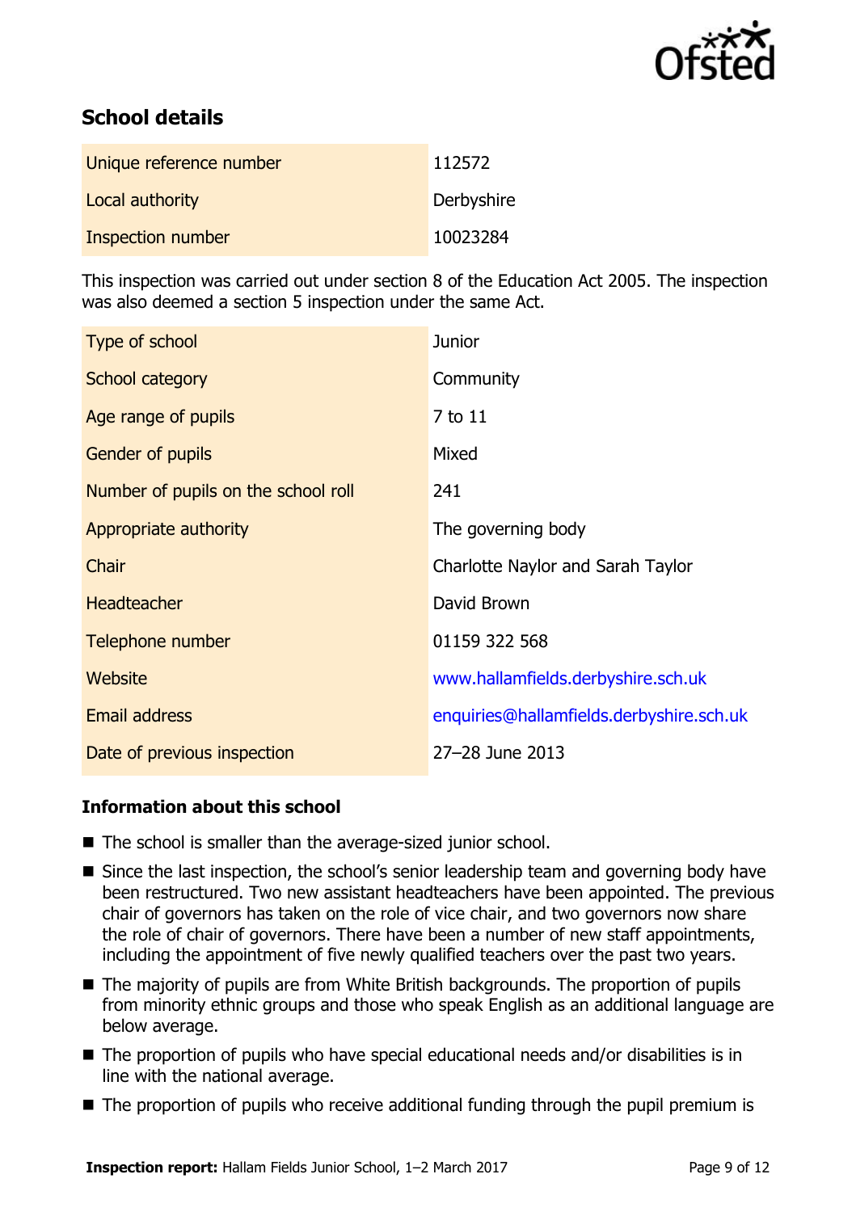## School details

| | |
|---|---|
| Unique reference number | 112572 |
| Local authority | Derbyshire |
| Inspection number | 10023284 |

This inspection was carried out under section 8 of the Education Act 2005. The inspection was also deemed a section 5 inspection under the same Act.

| | |
|---|---|
| Type of school | Junior |
| School category | Community |
| Age range of pupils | 7 to 11 |
| Gender of pupils | Mixed |
| Number of pupils on the school roll | 241 |
| Appropriate authority | The governing body |
| Chair | Charlotte Naylor and Sarah Taylor |
| Headteacher | David Brown |
| Telephone number | 01159 322 568 |
| Website | www.hallamfields.derbyshire.sch.uk |
| Email address | enquiries@hallamfields.derbyshire.sch.uk |
| Date of previous inspection | 27–28 June 2013 |

### Information about this school

- The school is smaller than the average-sized junior school.
- Since the last inspection, the school's senior leadership team and governing body have been restructured. Two new assistant headteachers have been appointed. The previous chair of governors has taken on the role of vice chair, and two governors now share the role of chair of governors. There have been a number of new staff appointments, including the appointment of five newly qualified teachers over the past two years.
- The majority of pupils are from White British backgrounds. The proportion of pupils from minority ethnic groups and those who speak English as an additional language are below average.
- The proportion of pupils who have special educational needs and/or disabilities is in line with the national average.
- The proportion of pupils who receive additional funding through the pupil premium is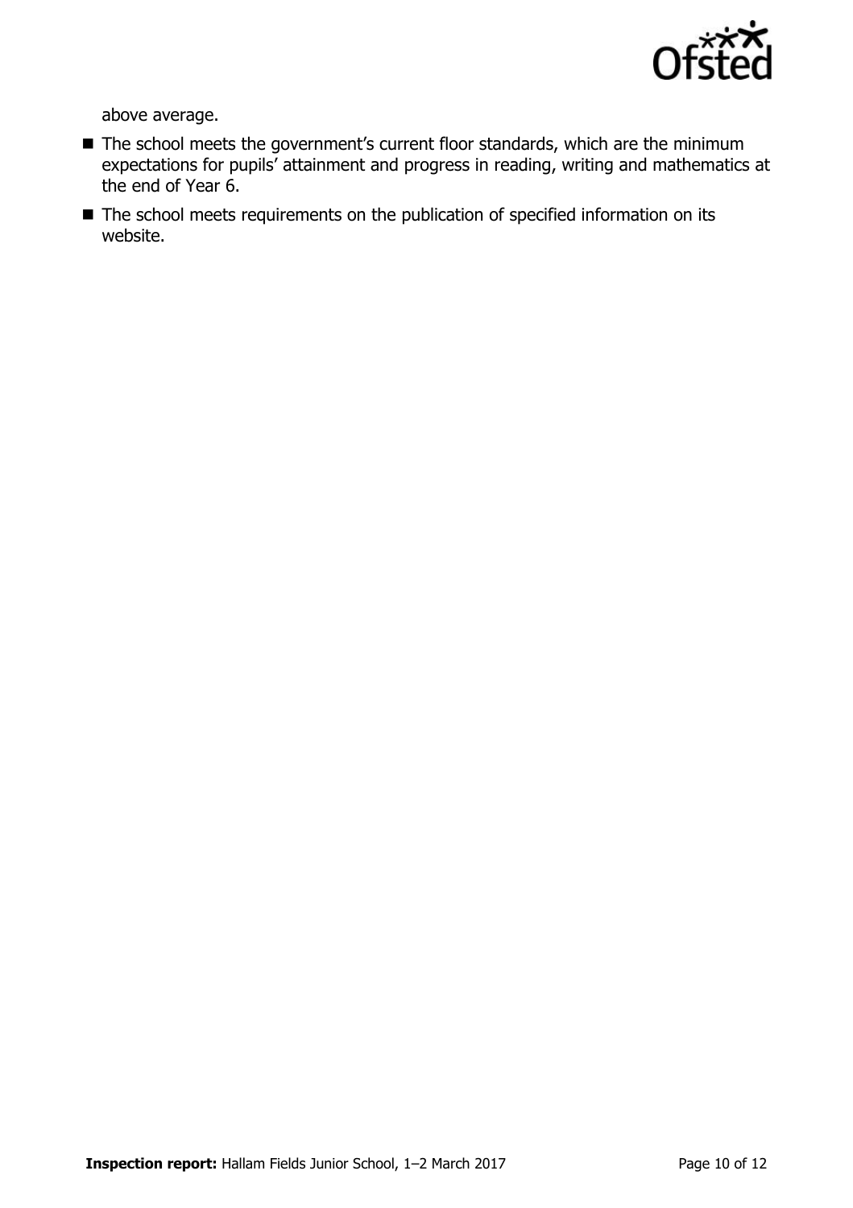above average.

- The school meets the government's current floor standards, which are the minimum expectations for pupils' attainment and progress in reading, writing and mathematics at the end of Year 6.
- The school meets requirements on the publication of specified information on its website.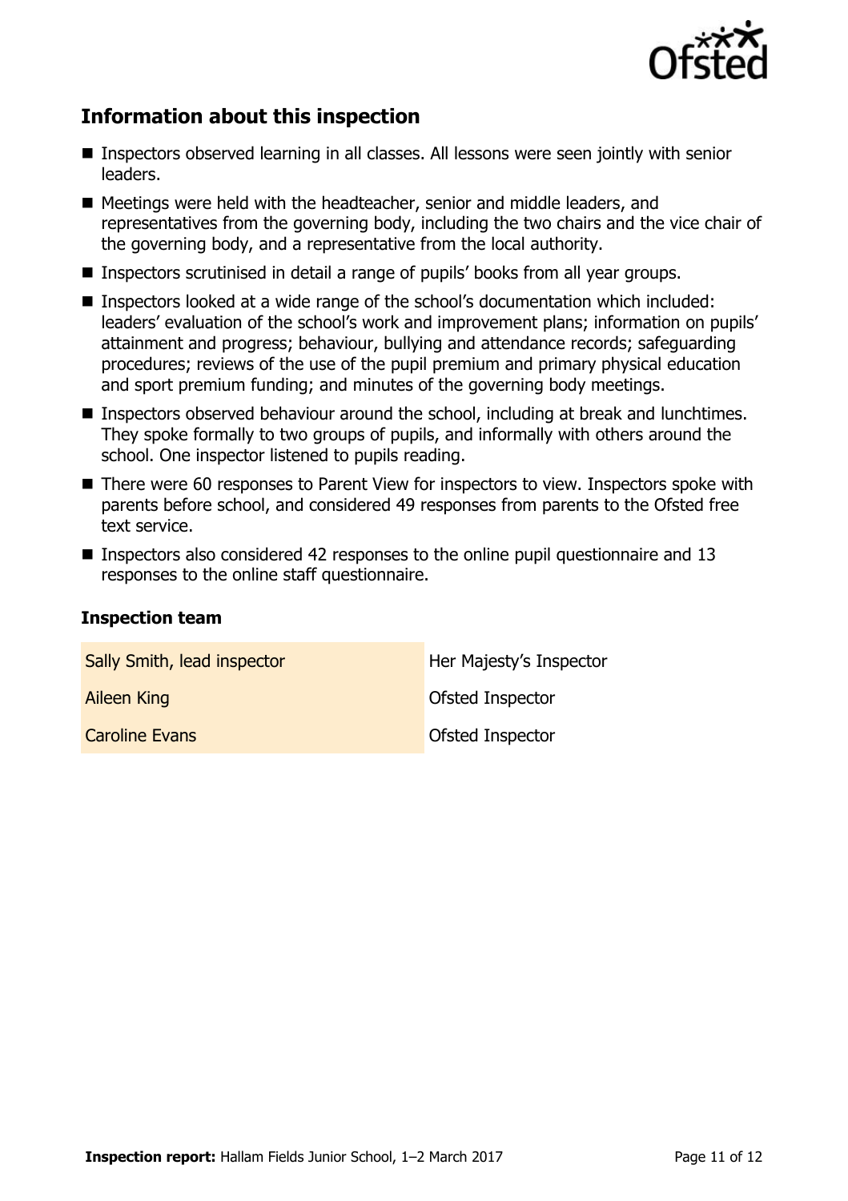## Information about this inspection

- Inspectors observed learning in all classes. All lessons were seen jointly with senior leaders.
- Meetings were held with the headteacher, senior and middle leaders, and representatives from the governing body, including the two chairs and the vice chair of the governing body, and a representative from the local authority.
- Inspectors scrutinised in detail a range of pupils' books from all year groups.
- Inspectors looked at a wide range of the school's documentation which included: leaders' evaluation of the school's work and improvement plans; information on pupils' attainment and progress; behaviour, bullying and attendance records; safeguarding procedures; reviews of the use of the pupil premium and primary physical education and sport premium funding; and minutes of the governing body meetings.
- Inspectors observed behaviour around the school, including at break and lunchtimes. They spoke formally to two groups of pupils, and informally with others around the school. One inspector listened to pupils reading.
- There were 60 responses to Parent View for inspectors to view. Inspectors spoke with parents before school, and considered 49 responses from parents to the Ofsted free text service.
- Inspectors also considered 42 responses to the online pupil questionnaire and 13 responses to the online staff questionnaire.

### Inspection team

| | |
|---|---|
| Sally Smith, lead inspector | Her Majesty's Inspector |
| Aileen King | Ofsted Inspector |
| Caroline Evans | Ofsted Inspector |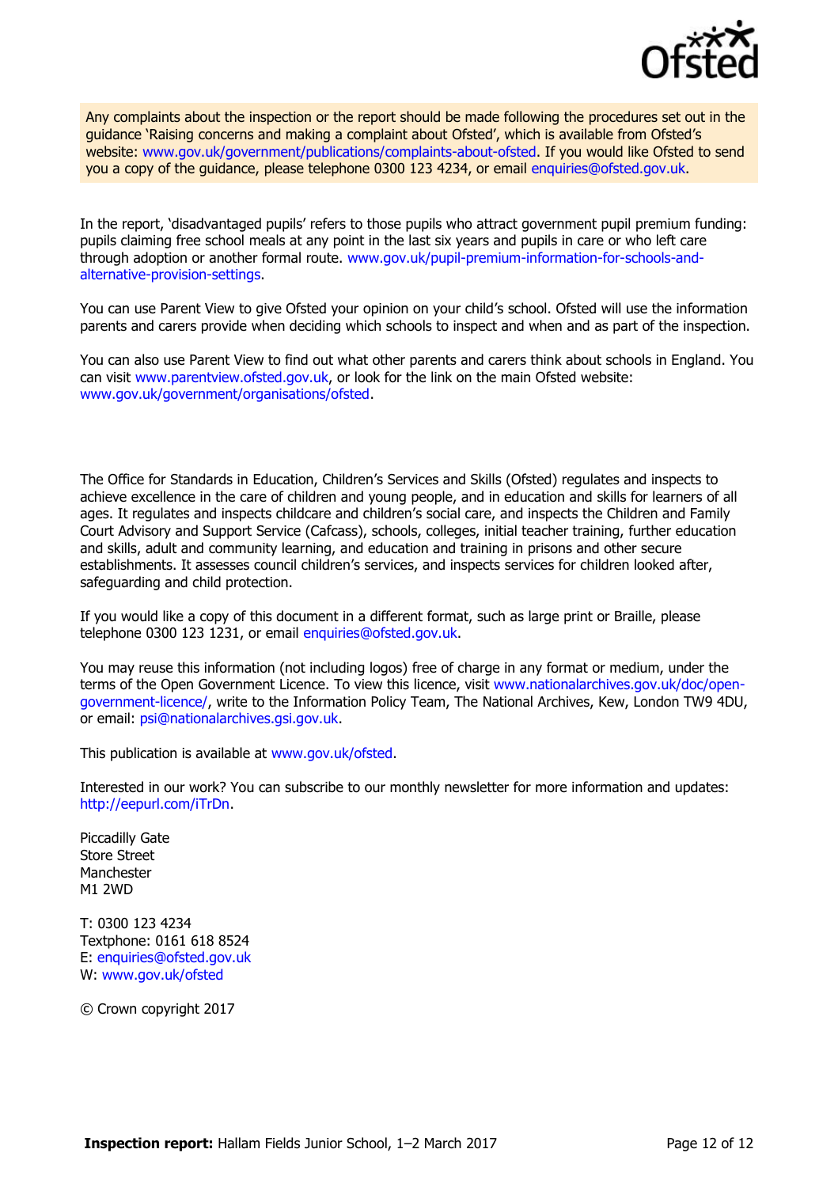Any complaints about the inspection or the report should be made following the procedures set out in the guidance 'Raising concerns and making a complaint about Ofsted', which is available from Ofsted's website: www.gov.uk/government/publications/complaints-about-ofsted. If you would like Ofsted to send you a copy of the guidance, please telephone 0300 123 4234, or email enquiries@ofsted.gov.uk.

In the report, 'disadvantaged pupils' refers to those pupils who attract government pupil premium funding: pupils claiming free school meals at any point in the last six years and pupils in care or who left care through adoption or another formal route. www.gov.uk/pupil-premium-information-for-schools-and-alternative-provision-settings.

You can use Parent View to give Ofsted your opinion on your child's school. Ofsted will use the information parents and carers provide when deciding which schools to inspect and when and as part of the inspection.

You can also use Parent View to find out what other parents and carers think about schools in England. You can visit www.parentview.ofsted.gov.uk, or look for the link on the main Ofsted website: www.gov.uk/government/organisations/ofsted.

The Office for Standards in Education, Children's Services and Skills (Ofsted) regulates and inspects to achieve excellence in the care of children and young people, and in education and skills for learners of all ages. It regulates and inspects childcare and children's social care, and inspects the Children and Family Court Advisory and Support Service (Cafcass), schools, colleges, initial teacher training, further education and skills, adult and community learning, and education and training in prisons and other secure establishments. It assesses council children's services, and inspects services for children looked after, safeguarding and child protection.

If you would like a copy of this document in a different format, such as large print or Braille, please telephone 0300 123 1231, or email enquiries@ofsted.gov.uk.

You may reuse this information (not including logos) free of charge in any format or medium, under the terms of the Open Government Licence. To view this licence, visit www.nationalarchives.gov.uk/doc/open-government-licence/, write to the Information Policy Team, The National Archives, Kew, London TW9 4DU, or email: psi@nationalarchives.gsi.gov.uk.

This publication is available at www.gov.uk/ofsted.

Interested in our work? You can subscribe to our monthly newsletter for more information and updates: http://eepurl.com/iTrDn.

Piccadilly Gate
Store Street
Manchester
M1 2WD

T: 0300 123 4234
Textphone: 0161 618 8524
E: enquiries@ofsted.gov.uk
W: www.gov.uk/ofsted

© Crown copyright 2017